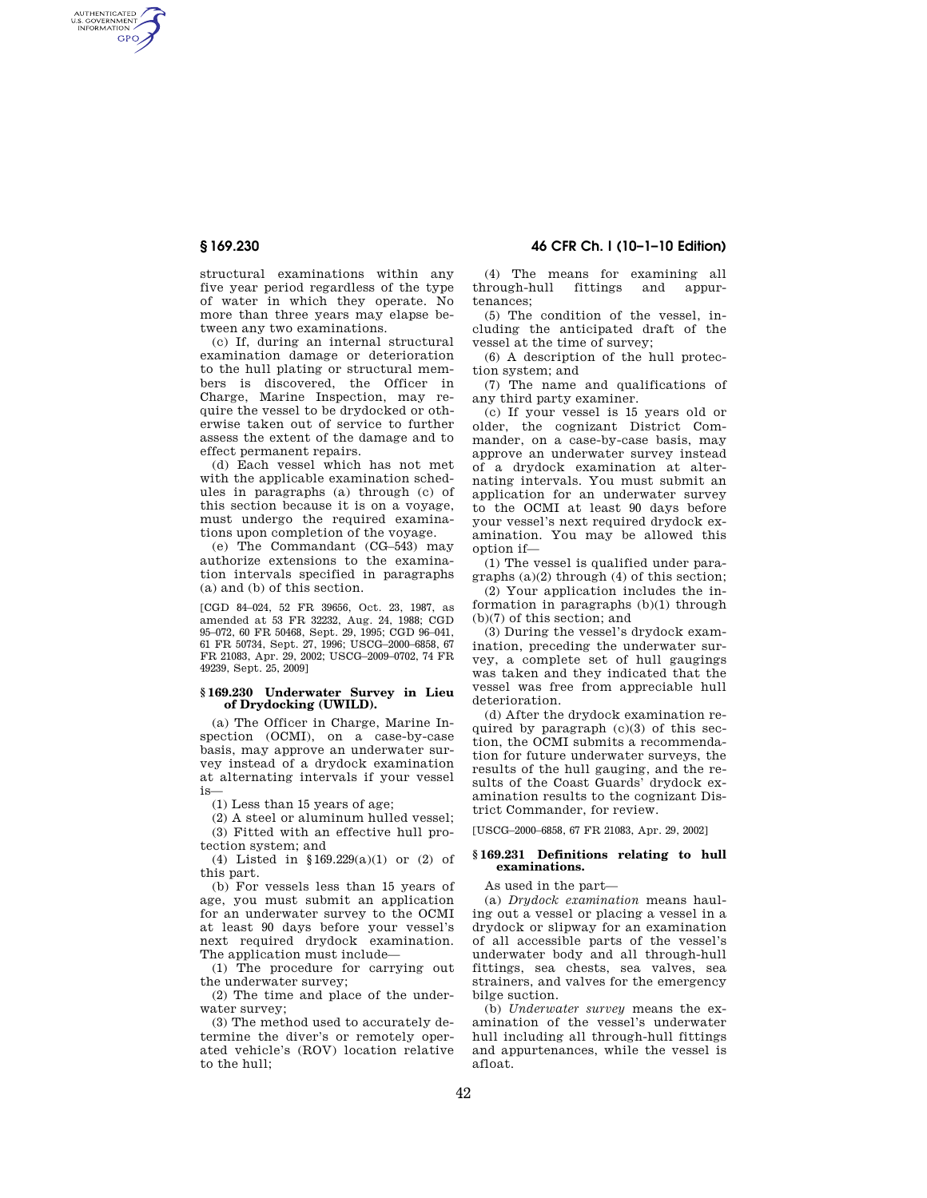structural examinations within any five year period regardless of the type of water in which they operate. No more than three years may elapse between any two examinations.

(c) If, during an internal structural examination damage or deterioration to the hull plating or structural members is discovered, the Officer in Charge, Marine Inspection, may require the vessel to be drydocked or otherwise taken out of service to further assess the extent of the damage and to effect permanent repairs.

(d) Each vessel which has not met with the applicable examination schedules in paragraphs (a) through (c) of this section because it is on a voyage, must undergo the required examinations upon completion of the voyage.

(e) The Commandant (CG–543) may authorize extensions to the examination intervals specified in paragraphs (a) and (b) of this section.

[CGD 84–024, 52 FR 39656, Oct. 23, 1987, as amended at 53 FR 32232, Aug. 24, 1988; CGD 95–072, 60 FR 50468, Sept. 29, 1995; CGD 96–041, 61 FR 50734, Sept. 27, 1996; USCG–2000–6858, 67 FR 21083, Apr. 29, 2002; USCG–2009–0702, 74 FR 49239, Sept. 25, 2009]

### § 169.230 Underwater Survey in Lieu of Drydocking (UWILD).

(a) The Officer in Charge, Marine Inspection (OCMI), on a case-by-case basis, may approve an underwater survey instead of a drydock examination at alternating intervals if your vessel is—

(1) Less than 15 years of age;

(2) A steel or aluminum hulled vessel;

(3) Fitted with an effective hull protection system; and

(4) Listed in §169.229(a)(1) or (2) of this part.

(b) For vessels less than 15 years of age, you must submit an application for an underwater survey to the OCMI at least 90 days before your vessel's next required drydock examination. The application must include—

(1) The procedure for carrying out the underwater survey;

(2) The time and place of the underwater survey;

(3) The method used to accurately determine the diver's or remotely operated vehicle's (ROV) location relative to the hull;

(4) The means for examining all through-hull fittings and appurtenances;

(5) The condition of the vessel, including the anticipated draft of the vessel at the time of survey;

(6) A description of the hull protection system; and

(7) The name and qualifications of any third party examiner.

(c) If your vessel is 15 years old or older, the cognizant District Commander, on a case-by-case basis, may approve an underwater survey instead of a drydock examination at alternating intervals. You must submit an application for an underwater survey to the OCMI at least 90 days before your vessel's next required drydock examination. You may be allowed this option if—

(1) The vessel is qualified under paragraphs (a)(2) through (4) of this section;

(2) Your application includes the information in paragraphs (b)(1) through (b)(7) of this section; and

(3) During the vessel's drydock examination, preceding the underwater survey, a complete set of hull gaugings was taken and they indicated that the vessel was free from appreciable hull deterioration.

(d) After the drydock examination required by paragraph (c)(3) of this section, the OCMI submits a recommendation for future underwater surveys, the results of the hull gauging, and the results of the Coast Guards' drydock examination results to the cognizant District Commander, for review.

[USCG–2000–6858, 67 FR 21083, Apr. 29, 2002]

### § 169.231 Definitions relating to hull examinations.

As used in the part—

(a) *Drydock examination* means hauling out a vessel or placing a vessel in a drydock or slipway for an examination of all accessible parts of the vessel's underwater body and all through-hull fittings, sea chests, sea valves, sea strainers, and valves for the emergency bilge suction.

(b) *Underwater survey* means the examination of the vessel's underwater hull including all through-hull fittings and appurtenances, while the vessel is afloat.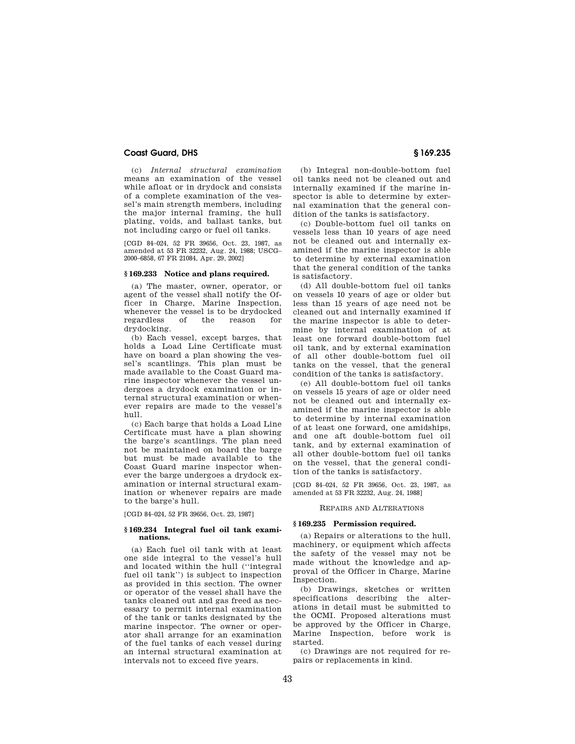(c) *Internal structural examination* means an examination of the vessel while afloat or in drydock and consists of a complete examination of the vessel's main strength members, including the major internal framing, the hull plating, voids, and ballast tanks, but not including cargo or fuel oil tanks.

[CGD 84–024, 52 FR 39656, Oct. 23, 1987, as amended at 53 FR 32232, Aug. 24, 1988; USCG–2000–6858, 67 FR 21084, Apr. 29, 2002]

### § 169.233 Notice and plans required.

(a) The master, owner, operator, or agent of the vessel shall notify the Officer in Charge, Marine Inspection, whenever the vessel is to be drydocked regardless of the reason for drydocking.

(b) Each vessel, except barges, that holds a Load Line Certificate must have on board a plan showing the vessel's scantlings. This plan must be made available to the Coast Guard marine inspector whenever the vessel undergoes a drydock examination or internal structural examination or whenever repairs are made to the vessel's hull.

(c) Each barge that holds a Load Line Certificate must have a plan showing the barge's scantlings. The plan need not be maintained on board the barge but must be made available to the Coast Guard marine inspector whenever the barge undergoes a drydock examination or internal structural examination or whenever repairs are made to the barge's hull.

[CGD 84–024, 52 FR 39656, Oct. 23, 1987]

### § 169.234 Integral fuel oil tank examinations.

(a) Each fuel oil tank with at least one side integral to the vessel's hull and located within the hull (''integral fuel oil tank'') is subject to inspection as provided in this section. The owner or operator of the vessel shall have the tanks cleaned out and gas freed as necessary to permit internal examination of the tank or tanks designated by the marine inspector. The owner or operator shall arrange for an examination of the fuel tanks of each vessel during an internal structural examination at intervals not to exceed five years.

(b) Integral non-double-bottom fuel oil tanks need not be cleaned out and internally examined if the marine inspector is able to determine by external examination that the general condition of the tanks is satisfactory.

(c) Double-bottom fuel oil tanks on vessels less than 10 years of age need not be cleaned out and internally examined if the marine inspector is able to determine by external examination that the general condition of the tanks is satisfactory.

(d) All double-bottom fuel oil tanks on vessels 10 years of age or older but less than 15 years of age need not be cleaned out and internally examined if the marine inspector is able to determine by internal examination of at least one forward double-bottom fuel oil tank, and by external examination of all other double-bottom fuel oil tanks on the vessel, that the general condition of the tanks is satisfactory.

(e) All double-bottom fuel oil tanks on vessels 15 years of age or older need not be cleaned out and internally examined if the marine inspector is able to determine by internal examination of at least one forward, one amidships, and one aft double-bottom fuel oil tank, and by external examination of all other double-bottom fuel oil tanks on the vessel, that the general condition of the tanks is satisfactory.

[CGD 84–024, 52 FR 39656, Oct. 23, 1987, as amended at 53 FR 32232, Aug. 24, 1988]

## REPAIRS AND ALTERATIONS

### § 169.235 Permission required.

(a) Repairs or alterations to the hull, machinery, or equipment which affects the safety of the vessel may not be made without the knowledge and approval of the Officer in Charge, Marine Inspection.

(b) Drawings, sketches or written specifications describing the alterations in detail must be submitted to the OCMI. Proposed alterations must be approved by the Officer in Charge, Marine Inspection, before work is started.

(c) Drawings are not required for repairs or replacements in kind.